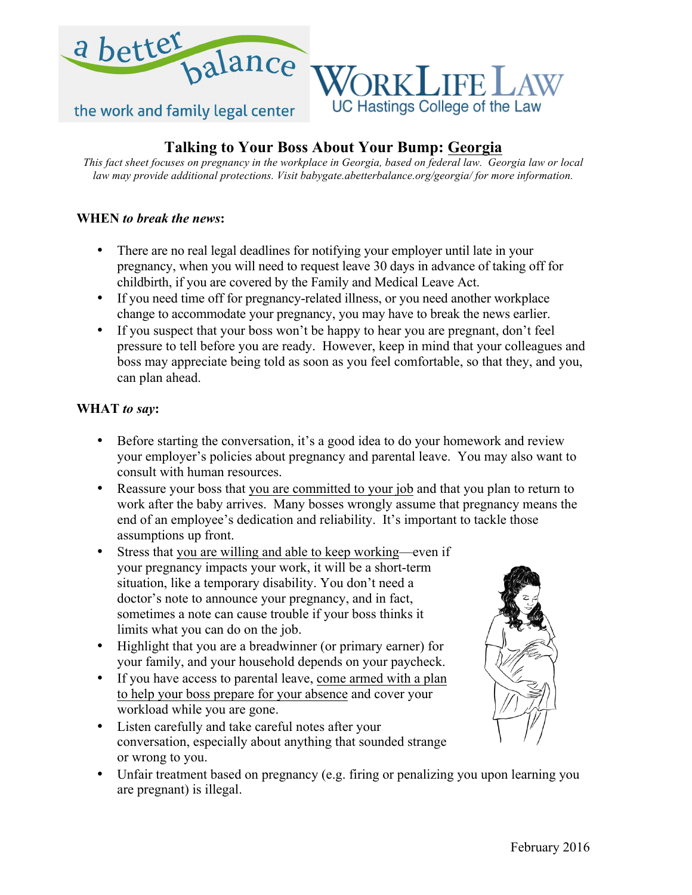# Talking to Your Boss About Your Bump: Georgia

*This fact sheet focuses on pregnancy in the workplace in Georgia, based on federal law. Georgia law or local law may provide additional protections. Visit babygate.abetterbalance.org/georgia/ for more information.*

**WHEN** ***to break the news*****:**

- There are no real legal deadlines for notifying your employer until late in your pregnancy, when you will need to request leave 30 days in advance of taking off for childbirth, if you are covered by the Family and Medical Leave Act.
- If you need time off for pregnancy-related illness, or you need another workplace change to accommodate your pregnancy, you may have to break the news earlier.
- If you suspect that your boss won't be happy to hear you are pregnant, don't feel pressure to tell before you are ready. However, keep in mind that your colleagues and boss may appreciate being told as soon as you feel comfortable, so that they, and you, can plan ahead.

**WHAT** ***to say*****:**

- Before starting the conversation, it's a good idea to do your homework and review your employer's policies about pregnancy and parental leave. You may also want to consult with human resources.
- Reassure your boss that you are committed to your job and that you plan to return to work after the baby arrives. Many bosses wrongly assume that pregnancy means the end of an employee's dedication and reliability. It's important to tackle those assumptions up front.
- Stress that you are willing and able to keep working—even if your pregnancy impacts your work, it will be a short-term situation, like a temporary disability. You don't need a doctor's note to announce your pregnancy, and in fact, sometimes a note can cause trouble if your boss thinks it limits what you can do on the job.
- Highlight that you are a breadwinner (or primary earner) for your family, and your household depends on your paycheck.
- If you have access to parental leave, come armed with a plan to help your boss prepare for your absence and cover your workload while you are gone.
- Listen carefully and take careful notes after your conversation, especially about anything that sounded strange or wrong to you.
- Unfair treatment based on pregnancy (e.g. firing or penalizing you upon learning you are pregnant) is illegal.

February 2016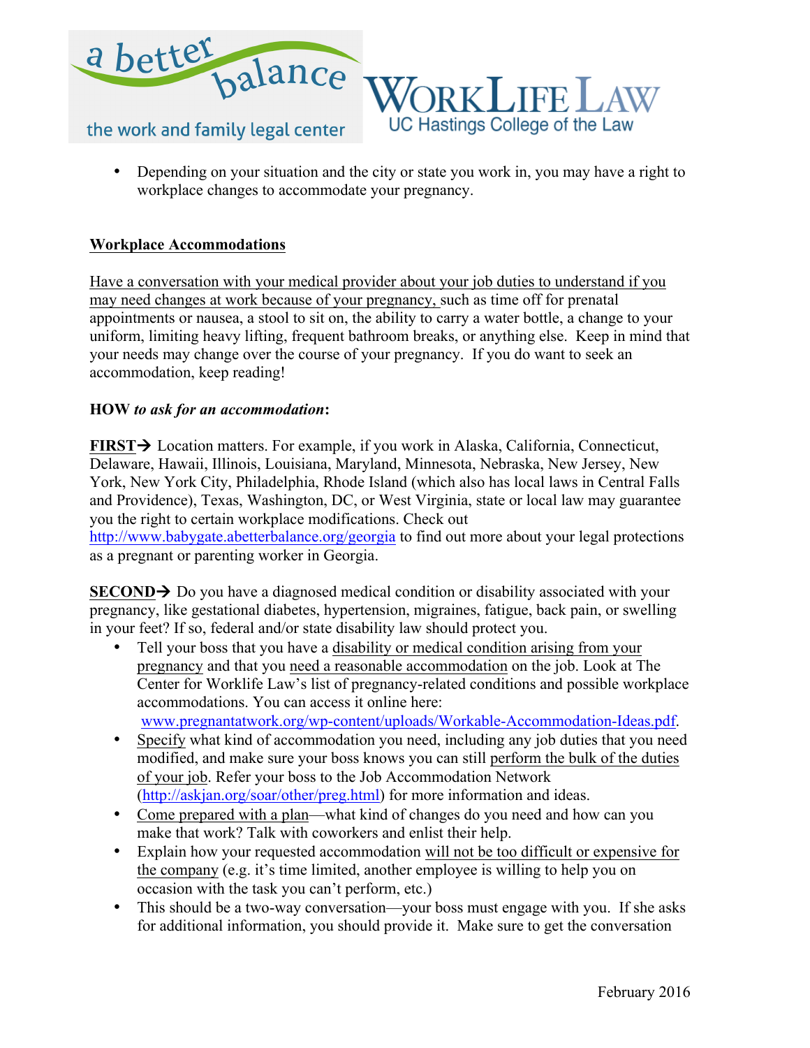- Depending on your situation and the city or state you work in, you may have a right to workplace changes to accommodate your pregnancy.

## Workplace Accommodations

Have a conversation with your medical provider about your job duties to understand if you may need changes at work because of your pregnancy, such as time off for prenatal appointments or nausea, a stool to sit on, the ability to carry a water bottle, a change to your uniform, limiting heavy lifting, frequent bathroom breaks, or anything else. Keep in mind that your needs may change over the course of your pregnancy. If you do want to seek an accommodation, keep reading!

### HOW *to ask for an accommodation*:

**FIRST**→ Location matters. For example, if you work in Alaska, California, Connecticut, Delaware, Hawaii, Illinois, Louisiana, Maryland, Minnesota, Nebraska, New Jersey, New York, New York City, Philadelphia, Rhode Island (which also has local laws in Central Falls and Providence), Texas, Washington, DC, or West Virginia, state or local law may guarantee you the right to certain workplace modifications. Check out http://www.babygate.abetterbalance.org/georgia to find out more about your legal protections as a pregnant or parenting worker in Georgia.

**SECOND**→ Do you have a diagnosed medical condition or disability associated with your pregnancy, like gestational diabetes, hypertension, migraines, fatigue, back pain, or swelling in your feet? If so, federal and/or state disability law should protect you.

- Tell your boss that you have a disability or medical condition arising from your pregnancy and that you need a reasonable accommodation on the job. Look at The Center for Worklife Law's list of pregnancy-related conditions and possible workplace accommodations. You can access it online here: www.pregnantatwork.org/wp-content/uploads/Workable-Accommodation-Ideas.pdf.
- Specify what kind of accommodation you need, including any job duties that you need modified, and make sure your boss knows you can still perform the bulk of the duties of your job. Refer your boss to the Job Accommodation Network (http://askjan.org/soar/other/preg.html) for more information and ideas.
- Come prepared with a plan—what kind of changes do you need and how can you make that work? Talk with coworkers and enlist their help.
- Explain how your requested accommodation will not be too difficult or expensive for the company (e.g. it's time limited, another employee is willing to help you on occasion with the task you can't perform, etc.)
- This should be a two-way conversation—your boss must engage with you. If she asks for additional information, you should provide it. Make sure to get the conversation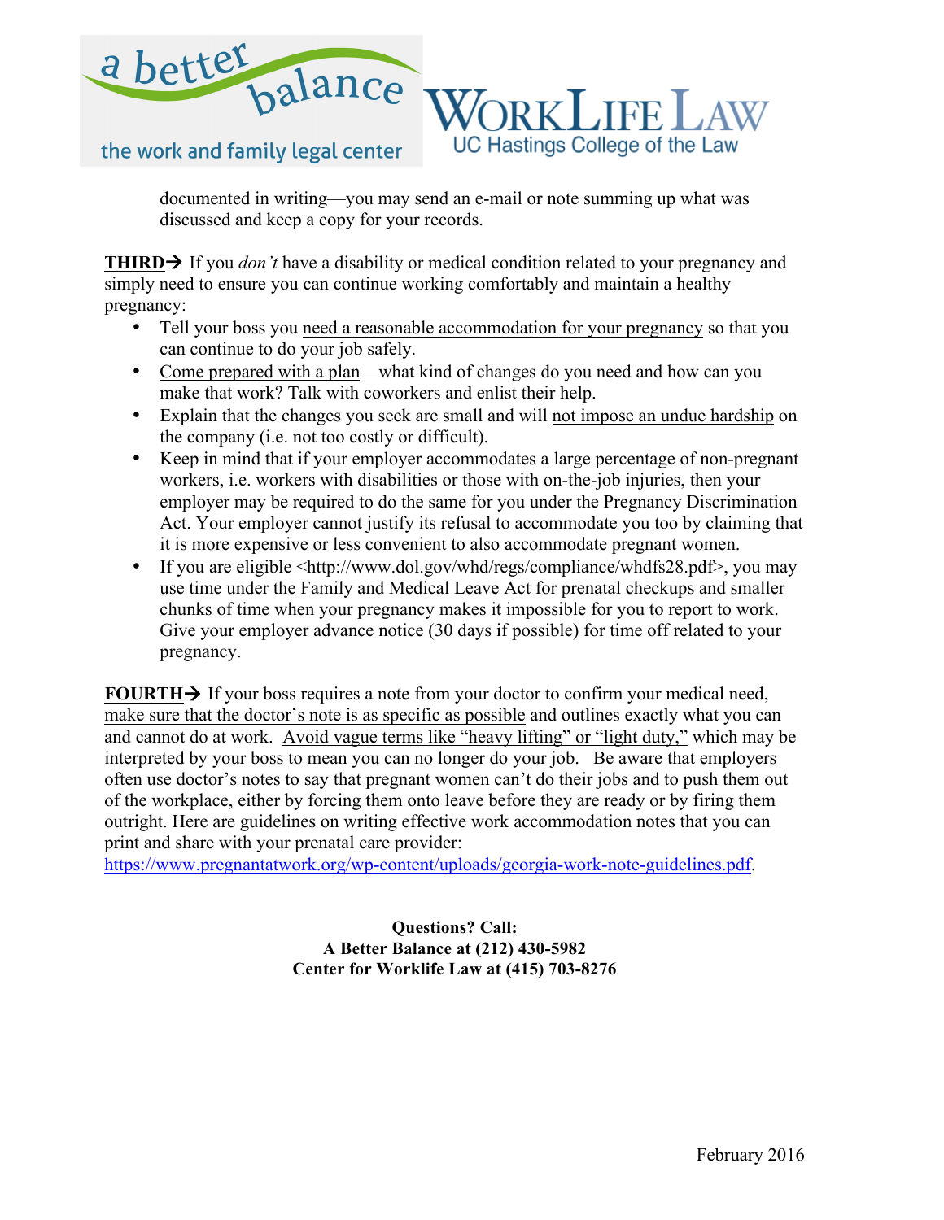documented in writing—you may send an e-mail or note summing up what was discussed and keep a copy for your records.

**THIRD→** If you *don't* have a disability or medical condition related to your pregnancy and simply need to ensure you can continue working comfortably and maintain a healthy pregnancy:

- Tell your boss you need a reasonable accommodation for your pregnancy so that you can continue to do your job safely.
- Come prepared with a plan—what kind of changes do you need and how can you make that work? Talk with coworkers and enlist their help.
- Explain that the changes you seek are small and will not impose an undue hardship on the company (i.e. not too costly or difficult).
- Keep in mind that if your employer accommodates a large percentage of non-pregnant workers, i.e. workers with disabilities or those with on-the-job injuries, then your employer may be required to do the same for you under the Pregnancy Discrimination Act. Your employer cannot justify its refusal to accommodate you too by claiming that it is more expensive or less convenient to also accommodate pregnant women.
- If you are eligible <http://www.dol.gov/whd/regs/compliance/whdfs28.pdf>, you may use time under the Family and Medical Leave Act for prenatal checkups and smaller chunks of time when your pregnancy makes it impossible for you to report to work. Give your employer advance notice (30 days if possible) for time off related to your pregnancy.

**FOURTH→** If your boss requires a note from your doctor to confirm your medical need, make sure that the doctor's note is as specific as possible and outlines exactly what you can and cannot do at work. Avoid vague terms like "heavy lifting" or "light duty," which may be interpreted by your boss to mean you can no longer do your job. Be aware that employers often use doctor's notes to say that pregnant women can't do their jobs and to push them out of the workplace, either by forcing them onto leave before they are ready or by firing them outright. Here are guidelines on writing effective work accommodation notes that you can print and share with your prenatal care provider: https://www.pregnantatwork.org/wp-content/uploads/georgia-work-note-guidelines.pdf.

**Questions? Call:**
**A Better Balance at (212) 430-5982**
**Center for Worklife Law at (415) 703-8276**

February 2016